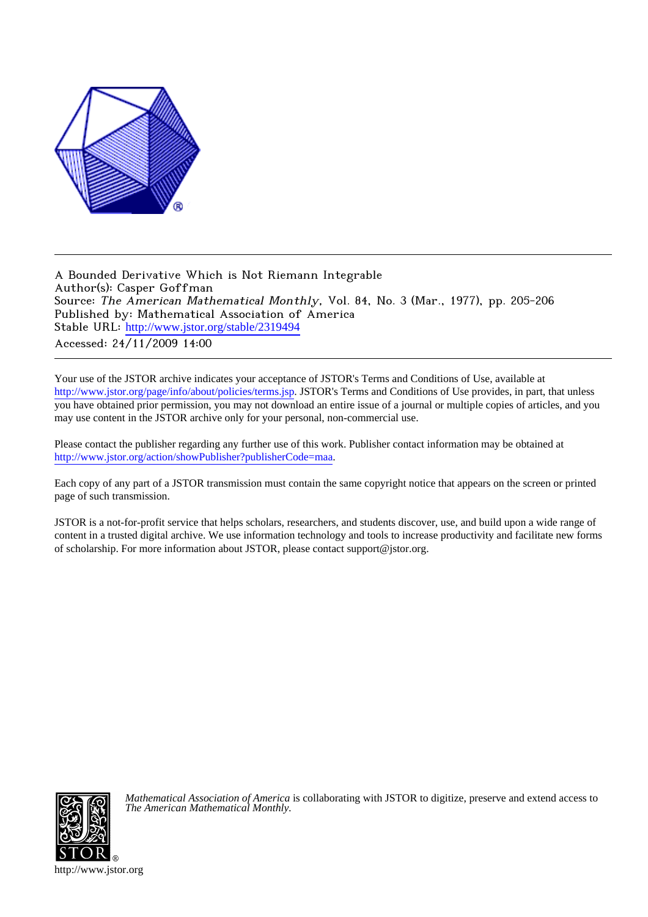A Bounded Derivative Which is Not Riemann Integrable
Author(s): Casper Goffman
Source: *The American Mathematical Monthly*, Vol. 84, No. 3 (Mar., 1977), pp. 205-206
Published by: Mathematical Association of America
Stable URL: http://www.jstor.org/stable/2319494
Accessed: 24/11/2009 14:00

---

Your use of the JSTOR archive indicates your acceptance of JSTOR's Terms and Conditions of Use, available at http://www.jstor.org/page/info/about/policies/terms.jsp. JSTOR's Terms and Conditions of Use provides, in part, that unless you have obtained prior permission, you may not download an entire issue of a journal or multiple copies of articles, and you may use content in the JSTOR archive only for your personal, non-commercial use.

Please contact the publisher regarding any further use of this work. Publisher contact information may be obtained at http://www.jstor.org/action/showPublisher?publisherCode=maa.

Each copy of any part of a JSTOR transmission must contain the same copyright notice that appears on the screen or printed page of such transmission.

JSTOR is a not-for-profit service that helps scholars, researchers, and students discover, use, and build upon a wide range of content in a trusted digital archive. We use information technology and tools to increase productivity and facilitate new forms of scholarship. For more information about JSTOR, please contact support@jstor.org.

*Mathematical Association of America* is collaborating with JSTOR to digitize, preserve and extend access to *The American Mathematical Monthly.*

http://www.jstor.org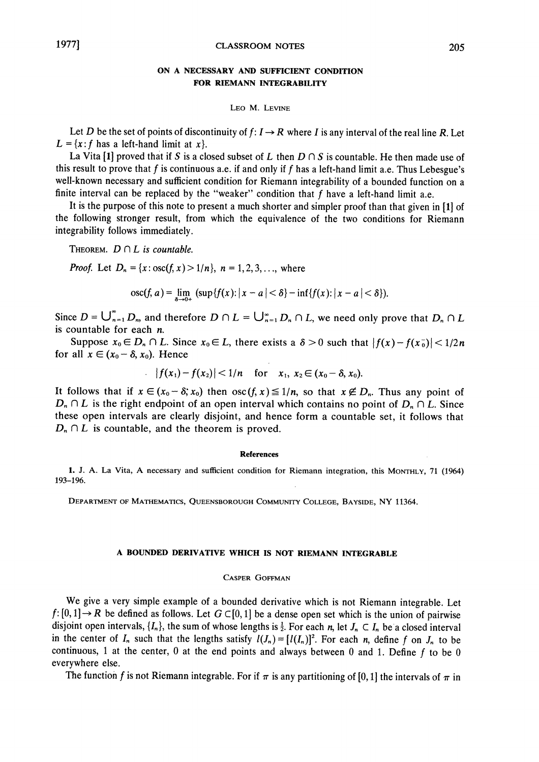### ON A NECESSARY AND SUFFICIENT CONDITION FOR RIEMANN INTEGRABILITY

LEO M. LEVINE

Let $D$ be the set of points of discontinuity of $f: I \to R$ where $I$ is any interval of the real line $R$. Let $L = \{x: f \text{ has a left-hand limit at } x\}$.

La Vita [1] proved that if $S$ is a closed subset of $L$ then $D \cap S$ is countable. He then made use of this result to prove that $f$ is continuous a.e. if and only if $f$ has a left-hand limit a.e. Thus Lebesgue's well-known necessary and sufficient condition for Riemann integrability of a bounded function on a finite interval can be replaced by the "weaker" condition that $f$ have a left-hand limit a.e.

It is the purpose of this note to present a much shorter and simpler proof than that given in [1] of the following stronger result, from which the equivalence of the two conditions for Riemann integrability follows immediately.

THEOREM. *$D \cap L$ is countable.*

*Proof.* Let $D_n = \{x: \operatorname{osc}(f, x) > 1/n\}$, $n = 1, 2, 3, \ldots$, where

$$\operatorname{osc}(f, a) = \lim_{\delta \to 0+} (\sup\{f(x): |x - a| < \delta\} - \inf\{f(x): |x - a| < \delta\}).$$

Since $D = \bigcup_{n=1}^{\infty} D_n$, and therefore $D \cap L = \bigcup_{n=1}^{\infty} D_n \cap L$, we need only prove that $D_n \cap L$ is countable for each $n$.

Suppose $x_0 \in D_n \cap L$. Since $x_0 \in L$, there exists a $\delta > 0$ such that $|f(x) - f(x_0^-)| < 1/2n$ for all $x \in (x_0 - \delta, x_0)$. Hence

$$|f(x_1) - f(x_2)| < 1/n \quad \text{for} \quad x_1, x_2 \in (x_0 - \delta, x_0).$$

It follows that if $x \in (x_0 - \delta; x_0)$ then $\operatorname{osc}(f, x) \leqq 1/n$, so that $x \notin D_n$. Thus any point of $D_n \cap L$ is the right endpoint of an open interval which contains no point of $D_n \cap L$. Since these open intervals are clearly disjoint, and hence form a countable set, it follows that $D_n \cap L$ is countable, and the theorem is proved.

#### References

1. J. A. La Vita, A necessary and sufficient condition for Riemann integration, this MONTHLY, 71 (1964) 193–196.

DEPARTMENT OF MATHEMATICS, QUEENSBOROUGH COMMUNITY COLLEGE, BAYSIDE, NY 11364.

### A BOUNDED DERIVATIVE WHICH IS NOT RIEMANN INTEGRABLE

CASPER GOFFMAN

We give a very simple example of a bounded derivative which is not Riemann integrable. Let $f: [0,1] \to R$ be defined as follows. Let $G \subset [0,1]$ be a dense open set which is the union of pairwise disjoint open intervals, $\{I_n\}$, the sum of whose lengths is $\frac{1}{2}$. For each $n$, let $J_n \subset I_n$ be a closed interval in the center of $I_n$ such that the lengths satisfy $l(J_n) = [l(I_n)]^2$. For each $n$, define $f$ on $J_n$ to be continuous, 1 at the center, 0 at the end points and always between 0 and 1. Define $f$ to be 0 everywhere else.

The function $f$ is not Riemann integrable. For if $\pi$ is any partitioning of $[0,1]$ the intervals of $\pi$ in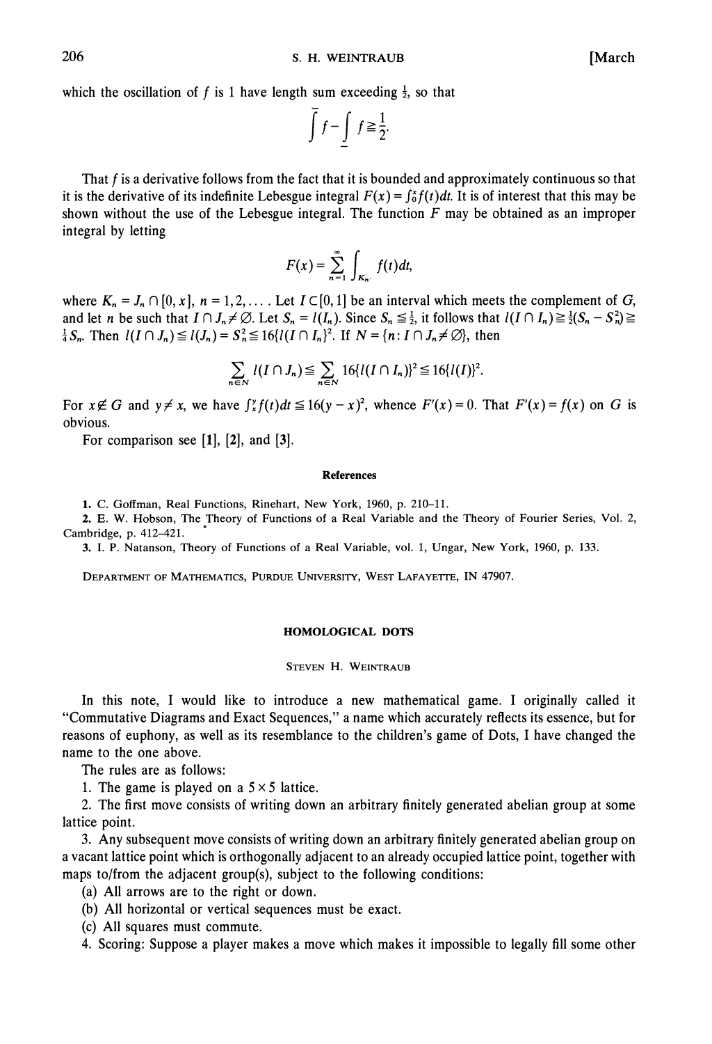which the oscillation of $f$ is 1 have length sum exceeding $\frac{1}{2}$, so that

$$\overline{\int} f - \underline{\int} f \geqq \frac{1}{2}.$$

That $f$ is a derivative follows from the fact that it is bounded and approximately continuous so that it is the derivative of its indefinite Lebesgue integral $F(x) = \int_0^x f(t)dt$. It is of interest that this may be shown without the use of the Lebesgue integral. The function $F$ may be obtained as an improper integral by letting

$$F(x) = \sum_{n=1}^{\infty} \int_{K_n} f(t)dt,$$

where $K_n = J_n \cap [0, x]$, $n = 1, 2, \ldots$. Let $I \subset [0,1]$ be an interval which meets the complement of $G$, and let $n$ be such that $I \cap J_n \neq \emptyset$. Let $S_n = l(I_n)$. Since $S_n \leqq \frac{1}{2}$, it follows that $l(I \cap I_n) \geqq \frac{1}{2}(S_n - S_n^2) \geqq \frac{1}{4}S_n$. Then $l(I \cap J_n) \leqq l(J_n) = S_n^2 \leqq 16\{l(I \cap I_n\}^2$. If $N = \{n : I \cap J_n \neq \emptyset\}$, then

$$\sum_{n \in N} l(I \cap J_n) \leqq \sum_{n \in N} 16\{l(I \cap I_n)\}^2 \leqq 16\{l(I)\}^2.$$

For $x \notin G$ and $y \neq x$, we have $\int_x^y f(t)dt \leqq 16(y-x)^2$, whence $F'(x) = 0$. That $F'(x) = f(x)$ on $G$ is obvious.

For comparison see [1], [2], and [3].

### References

1. C. Goffman, Real Functions, Rinehart, New York, 1960, p. 210–11.
2. E. W. Hobson, The Theory of Functions of a Real Variable and the Theory of Fourier Series, Vol. 2, Cambridge, p. 412–421.
3. I. P. Natanson, Theory of Functions of a Real Variable, vol. 1, Ungar, New York, 1960, p. 133.

DEPARTMENT OF MATHEMATICS, PURDUE UNIVERSITY, WEST LAFAYETTE, IN 47907.

## HOMOLOGICAL DOTS

STEVEN H. WEINTRAUB

In this note, I would like to introduce a new mathematical game. I originally called it "Commutative Diagrams and Exact Sequences," a name which accurately reflects its essence, but for reasons of euphony, as well as its resemblance to the children's game of Dots, I have changed the name to the one above.

The rules are as follows:

1. The game is played on a $5 \times 5$ lattice.
2. The first move consists of writing down an arbitrary finitely generated abelian group at some lattice point.
3. Any subsequent move consists of writing down an arbitrary finitely generated abelian group on a vacant lattice point which is orthogonally adjacent to an already occupied lattice point, together with maps to/from the adjacent group(s), subject to the following conditions:
   (a) All arrows are to the right or down.
   (b) All horizontal or vertical sequences must be exact.
   (c) All squares must commute.
4. Scoring: Suppose a player makes a move which makes it impossible to legally fill some other